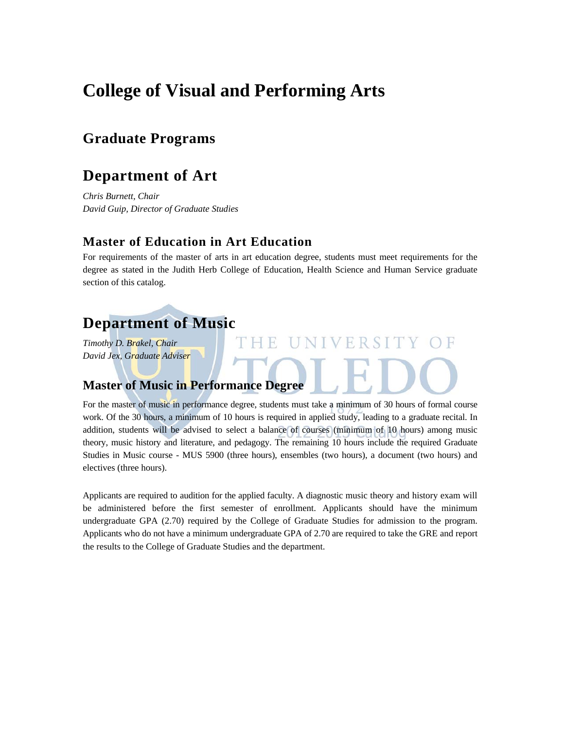# College of Visual and Performing Arts

## Graduate Programs

## Department of Art

*Chris Burnett, Chair*
*David Guip, Director of Graduate Studies*

### Master of Education in Art Education

For requirements of the master of arts in art education degree, students must meet requirements for the degree as stated in the Judith Herb College of Education, Health Science and Human Service graduate section of this catalog.

## Department of Music

*Timothy D. Brakel, Chair*
*David Jex, Graduate Adviser*

### Master of Music in Performance Degree

For the master of music in performance degree, students must take a minimum of 30 hours of formal course work. Of the 30 hours, a minimum of 10 hours is required in applied study, leading to a graduate recital. In addition, students will be advised to select a balance of courses (minimum of 10 hours) among music theory, music history and literature, and pedagogy. The remaining 10 hours include the required Graduate Studies in Music course - MUS 5900 (three hours), ensembles (two hours), a document (two hours) and electives (three hours).

Applicants are required to audition for the applied faculty. A diagnostic music theory and history exam will be administered before the first semester of enrollment. Applicants should have the minimum undergraduate GPA (2.70) required by the College of Graduate Studies for admission to the program. Applicants who do not have a minimum undergraduate GPA of 2.70 are required to take the GRE and report the results to the College of Graduate Studies and the department.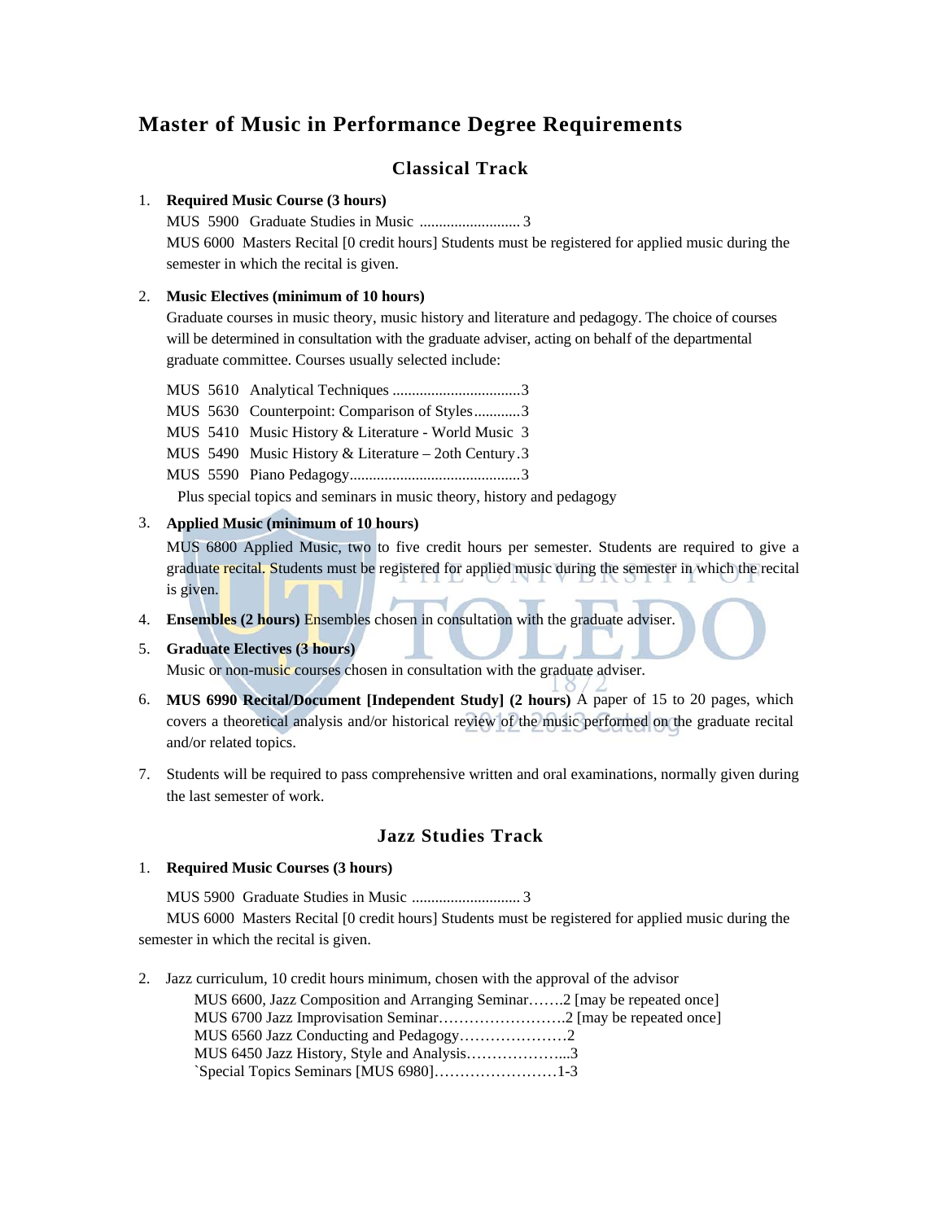# Master of Music in Performance Degree Requirements

## Classical Track

1. **Required Music Course (3 hours)**
   MUS 5900 Graduate Studies in Music .......................... 3
   MUS 6000 Masters Recital [0 credit hours] Students must be registered for applied music during the semester in which the recital is given.

2. **Music Electives (minimum of 10 hours)**
   Graduate courses in music theory, music history and literature and pedagogy. The choice of courses will be determined in consultation with the graduate adviser, acting on behalf of the departmental graduate committee. Courses usually selected include:

   MUS 5610 Analytical Techniques .................................3
   MUS 5630 Counterpoint: Comparison of Styles............3
   MUS 5410 Music History & Literature - World Music 3
   MUS 5490 Music History & Literature – 2oth Century.3
   MUS 5590 Piano Pedagogy............................................3
   Plus special topics and seminars in music theory, history and pedagogy

3. **Applied Music (minimum of 10 hours)**
   MUS 6800 Applied Music, two to five credit hours per semester. Students are required to give a graduate recital. Students must be registered for applied music during the semester in which the recital is given.

4. **Ensembles (2 hours)** Ensembles chosen in consultation with the graduate adviser.

5. **Graduate Electives (3 hours)**
   Music or non-music courses chosen in consultation with the graduate adviser.

6. **MUS 6990 Recital/Document [Independent Study] (2 hours)** A paper of 15 to 20 pages, which covers a theoretical analysis and/or historical review of the music performed on the graduate recital and/or related topics.

7. Students will be required to pass comprehensive written and oral examinations, normally given during the last semester of work.

## Jazz Studies Track

1. **Required Music Courses (3 hours)**

   MUS 5900 Graduate Studies in Music ............................ 3
   MUS 6000 Masters Recital [0 credit hours] Students must be registered for applied music during the semester in which the recital is given.

2. Jazz curriculum, 10 credit hours minimum, chosen with the approval of the advisor
   MUS 6600, Jazz Composition and Arranging Seminar…….2 [may be repeated once]
   MUS 6700 Jazz Improvisation Seminar……………………..2 [may be repeated once]
   MUS 6560 Jazz Conducting and Pedagogy…………………2
   MUS 6450 Jazz History, Style and Analysis………………...3
   `Special Topics Seminars [MUS 6980]……………………1-3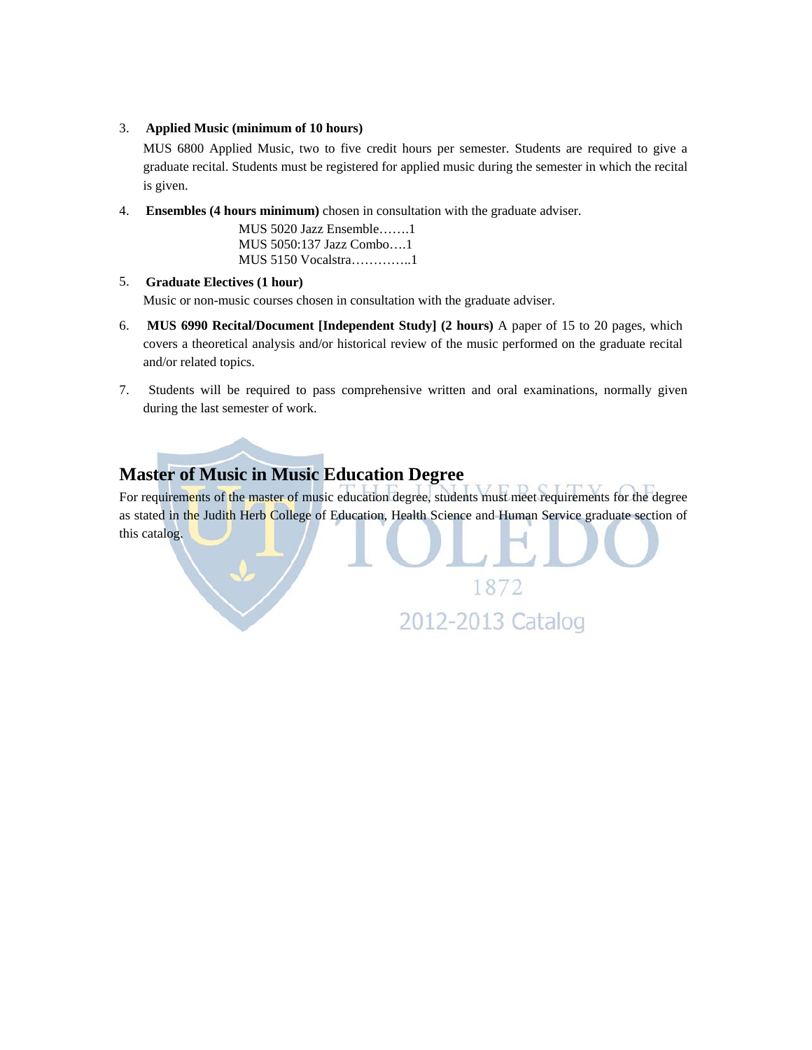3. **Applied Music (minimum of 10 hours)**

   MUS 6800 Applied Music, two to five credit hours per semester. Students are required to give a graduate recital. Students must be registered for applied music during the semester in which the recital is given.

4. **Ensembles (4 hours minimum)** chosen in consultation with the graduate adviser.

   MUS 5020 Jazz Ensemble…….1
   MUS 5050:137 Jazz Combo….1
   MUS 5150 Vocalstra…………..1

5. **Graduate Electives (1 hour)**

   Music or non-music courses chosen in consultation with the graduate adviser.

6. **MUS 6990 Recital/Document [Independent Study] (2 hours)** A paper of 15 to 20 pages, which covers a theoretical analysis and/or historical review of the music performed on the graduate recital and/or related topics.

7. Students will be required to pass comprehensive written and oral examinations, normally given during the last semester of work.

## Master of Music in Music Education Degree

For requirements of the master of music education degree, students must meet requirements for the degree as stated in the Judith Herb College of Education, Health Science and Human Service graduate section of this catalog.